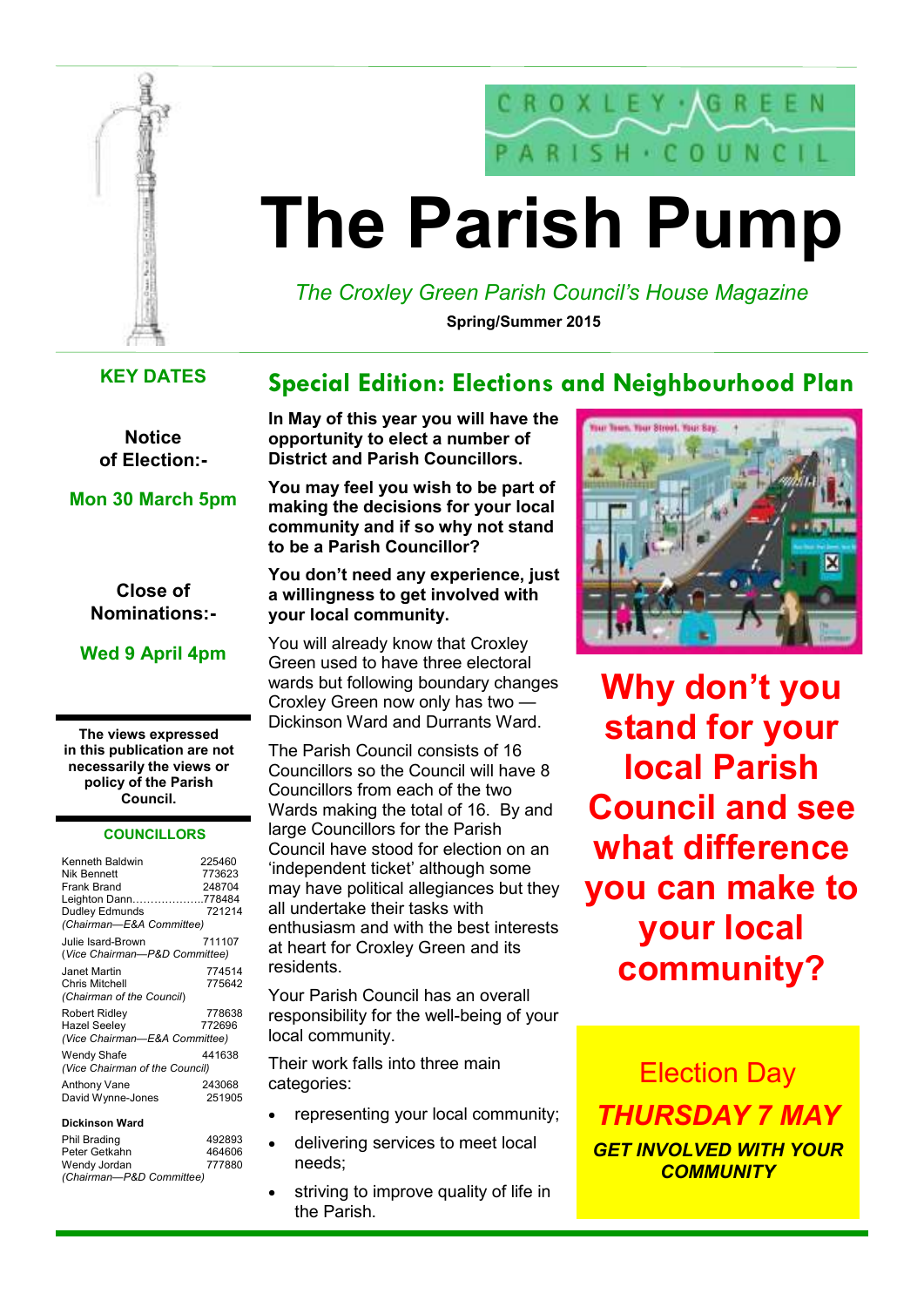CROXLEY · GREEN
PARISH · COUNCIL

# The Parish Pump

*The Croxley Green Parish Council's House Magazine*

**Spring/Summer 2015**

## KEY DATES

**Notice of Election:-**

**Mon 30 March 5pm**

**Close of Nominations:-**

**Wed 9 April 4pm**

**The views expressed in this publication are not necessarily the views or policy of the Parish Council.**

### COUNCILLORS

| | |
|---|---|
| Kenneth Baldwin | 225460 |
| Nik Bennett | 773623 |
| Frank Brand | 248704 |
| Leighton Dann | 778484 |
| Dudley Edmunds | 721214 |
| *(Chairman—E&A Committee)* | |
| Julie Isard-Brown | 711107 |
| *(Vice Chairman—P&D Committee)* | |
| Janet Martin | 774514 |
| Chris Mitchell | 775642 |
| *(Chairman of the Council)* | |
| Robert Ridley | 778638 |
| Hazel Seeley | 772696 |
| *(Vice Chairman—E&A Committee)* | |
| Wendy Shafe | 441638 |
| *(Vice Chairman of the Council)* | |
| Anthony Vane | 243068 |
| David Wynne-Jones | 251905 |

**Dickinson Ward**

| | |
|---|---|
| Phil Brading | 492893 |
| Peter Getkahn | 464606 |
| Wendy Jordan | 777880 |
| *(Chairman—P&D Committee)* | |

## Special Edition: Elections and Neighbourhood Plan

**In May of this year you will have the opportunity to elect a number of District and Parish Councillors.**

**You may feel you wish to be part of making the decisions for your local community and if so why not stand to be a Parish Councillor?**

**You don't need any experience, just a willingness to get involved with your local community.**

You will already know that Croxley Green used to have three electoral wards but following boundary changes Croxley Green now only has two — Dickinson Ward and Durrants Ward.

The Parish Council consists of 16 Councillors so the Council will have 8 Councillors from each of the two Wards making the total of 16. By and large Councillors for the Parish Council have stood for election on an 'independent ticket' although some may have political allegiances but they all undertake their tasks with enthusiasm and with the best interests at heart for Croxley Green and its residents.

Your Parish Council has an overall responsibility for the well-being of your local community.

Their work falls into three main categories:

- representing your local community;
- delivering services to meet local needs;
- striving to improve quality of life in the Parish.

**Why don't you stand for your local Parish Council and see what difference you can make to your local community?**

Election Day

***THURSDAY 7 MAY***

***GET INVOLVED WITH YOUR COMMUNITY***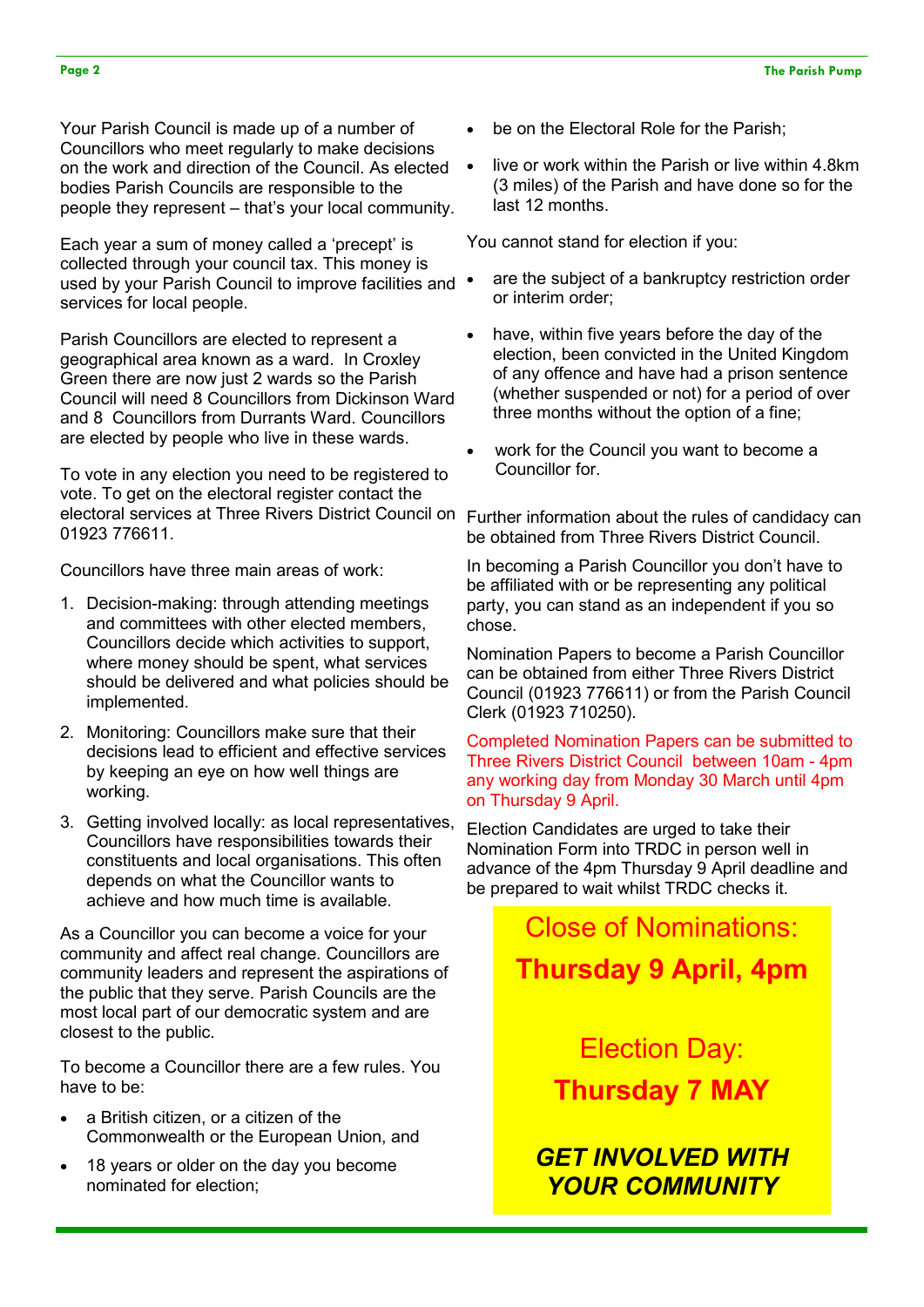Your Parish Council is made up of a number of Councillors who meet regularly to make decisions on the work and direction of the Council. As elected bodies Parish Councils are responsible to the people they represent – that's your local community.

Each year a sum of money called a 'precept' is collected through your council tax. This money is used by your Parish Council to improve facilities and services for local people.

Parish Councillors are elected to represent a geographical area known as a ward. In Croxley Green there are now just 2 wards so the Parish Council will need 8 Councillors from Dickinson Ward and 8 Councillors from Durrants Ward. Councillors are elected by people who live in these wards.

To vote in any election you need to be registered to vote. To get on the electoral register contact the electoral services at Three Rivers District Council on 01923 776611.

Councillors have three main areas of work:

1. Decision-making: through attending meetings and committees with other elected members, Councillors decide which activities to support, where money should be spent, what services should be delivered and what policies should be implemented.
2. Monitoring: Councillors make sure that their decisions lead to efficient and effective services by keeping an eye on how well things are working.
3. Getting involved locally: as local representatives, Councillors have responsibilities towards their constituents and local organisations. This often depends on what the Councillor wants to achieve and how much time is available.

As a Councillor you can become a voice for your community and affect real change. Councillors are community leaders and represent the aspirations of the public that they serve. Parish Councils are the most local part of our democratic system and are closest to the public.

To become a Councillor there are a few rules. You have to be:

- a British citizen, or a citizen of the Commonwealth or the European Union, and
- 18 years or older on the day you become nominated for election;
- be on the Electoral Role for the Parish;
- live or work within the Parish or live within 4.8km (3 miles) of the Parish and have done so for the last 12 months.

You cannot stand for election if you:

- are the subject of a bankruptcy restriction order or interim order;
- have, within five years before the day of the election, been convicted in the United Kingdom of any offence and have had a prison sentence (whether suspended or not) for a period of over three months without the option of a fine;
- work for the Council you want to become a Councillor for.

Further information about the rules of candidacy can be obtained from Three Rivers District Council.

In becoming a Parish Councillor you don't have to be affiliated with or be representing any political party, you can stand as an independent if you so chose.

Nomination Papers to become a Parish Councillor can be obtained from either Three Rivers District Council (01923 776611) or from the Parish Council Clerk (01923 710250).

Completed Nomination Papers can be submitted to Three Rivers District Council between 10am - 4pm any working day from Monday 30 March until 4pm on Thursday 9 April.

Election Candidates are urged to take their Nomination Form into TRDC in person well in advance of the 4pm Thursday 9 April deadline and be prepared to wait whilst TRDC checks it.

Close of Nominations:

**Thursday 9 April, 4pm**

Election Day:

**Thursday 7 MAY**

***GET INVOLVED WITH YOUR COMMUNITY***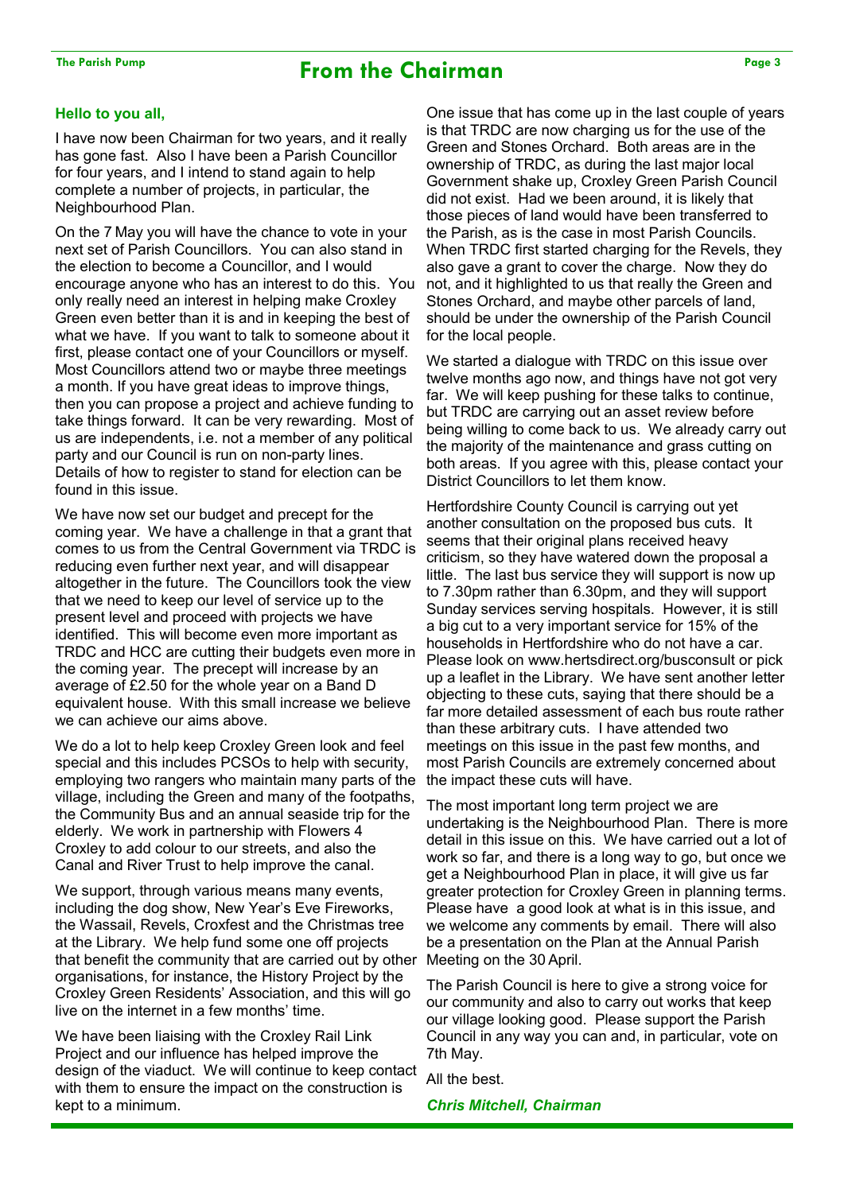# From the Chairman

**Hello to you all,**

I have now been Chairman for two years, and it really has gone fast. Also I have been a Parish Councillor for four years, and I intend to stand again to help complete a number of projects, in particular, the Neighbourhood Plan.

On the 7 May you will have the chance to vote in your next set of Parish Councillors. You can also stand in the election to become a Councillor, and I would encourage anyone who has an interest to do this. You only really need an interest in helping make Croxley Green even better than it is and in keeping the best of what we have. If you want to talk to someone about it first, please contact one of your Councillors or myself. Most Councillors attend two or maybe three meetings a month. If you have great ideas to improve things, then you can propose a project and achieve funding to take things forward. It can be very rewarding. Most of us are independents, i.e. not a member of any political party and our Council is run on non-party lines. Details of how to register to stand for election can be found in this issue.

We have now set our budget and precept for the coming year. We have a challenge in that a grant that comes to us from the Central Government via TRDC is reducing even further next year, and will disappear altogether in the future. The Councillors took the view that we need to keep our level of service up to the present level and proceed with projects we have identified. This will become even more important as TRDC and HCC are cutting their budgets even more in the coming year. The precept will increase by an average of £2.50 for the whole year on a Band D equivalent house. With this small increase we believe we can achieve our aims above.

We do a lot to help keep Croxley Green look and feel special and this includes PCSOs to help with security, employing two rangers who maintain many parts of the village, including the Green and many of the footpaths, the Community Bus and an annual seaside trip for the elderly. We work in partnership with Flowers 4 Croxley to add colour to our streets, and also the Canal and River Trust to help improve the canal.

We support, through various means many events, including the dog show, New Year's Eve Fireworks, the Wassail, Revels, Croxfest and the Christmas tree at the Library. We help fund some one off projects that benefit the community that are carried out by other organisations, for instance, the History Project by the Croxley Green Residents' Association, and this will go live on the internet in a few months' time.

We have been liaising with the Croxley Rail Link Project and our influence has helped improve the design of the viaduct. We will continue to keep contact with them to ensure the impact on the construction is kept to a minimum.

One issue that has come up in the last couple of years is that TRDC are now charging us for the use of the Green and Stones Orchard. Both areas are in the ownership of TRDC, as during the last major local Government shake up, Croxley Green Parish Council did not exist. Had we been around, it is likely that those pieces of land would have been transferred to the Parish, as is the case in most Parish Councils. When TRDC first started charging for the Revels, they also gave a grant to cover the charge. Now they do not, and it highlighted to us that really the Green and Stones Orchard, and maybe other parcels of land, should be under the ownership of the Parish Council for the local people.

We started a dialogue with TRDC on this issue over twelve months ago now, and things have not got very far. We will keep pushing for these talks to continue, but TRDC are carrying out an asset review before being willing to come back to us. We already carry out the majority of the maintenance and grass cutting on both areas. If you agree with this, please contact your District Councillors to let them know.

Hertfordshire County Council is carrying out yet another consultation on the proposed bus cuts. It seems that their original plans received heavy criticism, so they have watered down the proposal a little. The last bus service they will support is now up to 7.30pm rather than 6.30pm, and they will support Sunday services serving hospitals. However, it is still a big cut to a very important service for 15% of the households in Hertfordshire who do not have a car. Please look on www.hertsdirect.org/busconsult or pick up a leaflet in the Library. We have sent another letter objecting to these cuts, saying that there should be a far more detailed assessment of each bus route rather than these arbitrary cuts. I have attended two meetings on this issue in the past few months, and most Parish Councils are extremely concerned about the impact these cuts will have.

The most important long term project we are undertaking is the Neighbourhood Plan. There is more detail in this issue on this. We have carried out a lot of work so far, and there is a long way to go, but once we get a Neighbourhood Plan in place, it will give us far greater protection for Croxley Green in planning terms. Please have a good look at what is in this issue, and we welcome any comments by email. There will also be a presentation on the Plan at the Annual Parish Meeting on the 30 April.

The Parish Council is here to give a strong voice for our community and also to carry out works that keep our village looking good. Please support the Parish Council in any way you can and, in particular, vote on 7th May.

All the best.

***Chris Mitchell, Chairman***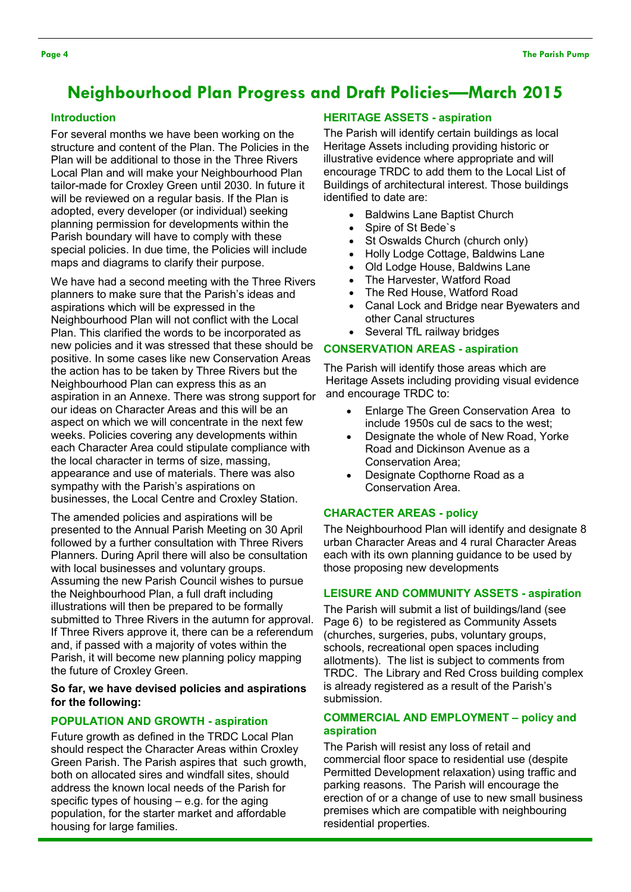# Neighbourhood Plan Progress and Draft Policies—March 2015

## Introduction

For several months we have been working on the structure and content of the Plan. The Policies in the Plan will be additional to those in the Three Rivers Local Plan and will make your Neighbourhood Plan tailor-made for Croxley Green until 2030. In future it will be reviewed on a regular basis. If the Plan is adopted, every developer (or individual) seeking planning permission for developments within the Parish boundary will have to comply with these special policies. In due time, the Policies will include maps and diagrams to clarify their purpose.

We have had a second meeting with the Three Rivers planners to make sure that the Parish's ideas and aspirations which will be expressed in the Neighbourhood Plan will not conflict with the Local Plan. This clarified the words to be incorporated as new policies and it was stressed that these should be positive. In some cases like new Conservation Areas the action has to be taken by Three Rivers but the Neighbourhood Plan can express this as an aspiration in an Annexe. There was strong support for our ideas on Character Areas and this will be an aspect on which we will concentrate in the next few weeks. Policies covering any developments within each Character Area could stipulate compliance with the local character in terms of size, massing, appearance and use of materials. There was also sympathy with the Parish's aspirations on businesses, the Local Centre and Croxley Station.

The amended policies and aspirations will be presented to the Annual Parish Meeting on 30 April followed by a further consultation with Three Rivers Planners. During April there will also be consultation with local businesses and voluntary groups. Assuming the new Parish Council wishes to pursue the Neighbourhood Plan, a full draft including illustrations will then be prepared to be formally submitted to Three Rivers in the autumn for approval. If Three Rivers approve it, there can be a referendum and, if passed with a majority of votes within the Parish, it will become new planning policy mapping the future of Croxley Green.

**So far, we have devised policies and aspirations for the following:**

## POPULATION AND GROWTH - aspiration

Future growth as defined in the TRDC Local Plan should respect the Character Areas within Croxley Green Parish. The Parish aspires that such growth, both on allocated sires and windfall sites, should address the known local needs of the Parish for specific types of housing – e.g. for the aging population, for the starter market and affordable housing for large families.

## HERITAGE ASSETS - aspiration

The Parish will identify certain buildings as local Heritage Assets including providing historic or illustrative evidence where appropriate and will encourage TRDC to add them to the Local List of Buildings of architectural interest. Those buildings identified to date are:

- Baldwins Lane Baptist Church
- Spire of St Bede`s
- St Oswalds Church (church only)
- Holly Lodge Cottage, Baldwins Lane
- Old Lodge House, Baldwins Lane
- The Harvester, Watford Road
- The Red House, Watford Road
- Canal Lock and Bridge near Byewaters and other Canal structures
- Several TfL railway bridges

## CONSERVATION AREAS - aspiration

The Parish will identify those areas which are Heritage Assets including providing visual evidence and encourage TRDC to:

- Enlarge The Green Conservation Area to include 1950s cul de sacs to the west;
- Designate the whole of New Road, Yorke Road and Dickinson Avenue as a Conservation Area;
- Designate Copthorne Road as a Conservation Area.

## CHARACTER AREAS - policy

The Neighbourhood Plan will identify and designate 8 urban Character Areas and 4 rural Character Areas each with its own planning guidance to be used by those proposing new developments

## LEISURE AND COMMUNITY ASSETS - aspiration

The Parish will submit a list of buildings/land (see Page 6) to be registered as Community Assets (churches, surgeries, pubs, voluntary groups, schools, recreational open spaces including allotments). The list is subject to comments from TRDC. The Library and Red Cross building complex is already registered as a result of the Parish's submission.

## COMMERCIAL AND EMPLOYMENT – policy and aspiration

The Parish will resist any loss of retail and commercial floor space to residential use (despite Permitted Development relaxation) using traffic and parking reasons. The Parish will encourage the erection of or a change of use to new small business premises which are compatible with neighbouring residential properties.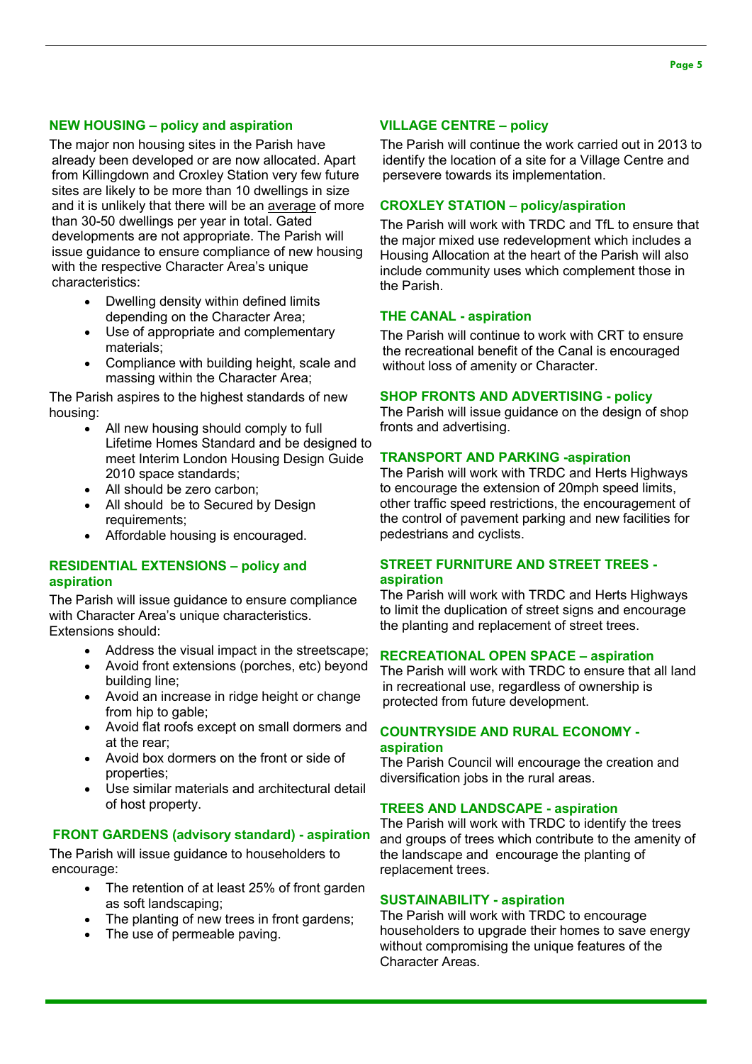## NEW HOUSING – policy and aspiration

The major non housing sites in the Parish have already been developed or are now allocated. Apart from Killingdown and Croxley Station very few future sites are likely to be more than 10 dwellings in size and it is unlikely that there will be an average of more than 30-50 dwellings per year in total. Gated developments are not appropriate. The Parish will issue guidance to ensure compliance of new housing with the respective Character Area's unique characteristics:

- Dwelling density within defined limits depending on the Character Area;
- Use of appropriate and complementary materials;
- Compliance with building height, scale and massing within the Character Area;

The Parish aspires to the highest standards of new housing:

- All new housing should comply to full Lifetime Homes Standard and be designed to meet Interim London Housing Design Guide 2010 space standards;
- All should be zero carbon;
- All should be to Secured by Design requirements;
- Affordable housing is encouraged.

## RESIDENTIAL EXTENSIONS – policy and aspiration

The Parish will issue guidance to ensure compliance with Character Area's unique characteristics. Extensions should:

- Address the visual impact in the streetscape;
- Avoid front extensions (porches, etc) beyond building line;
- Avoid an increase in ridge height or change from hip to gable;
- Avoid flat roofs except on small dormers and at the rear;
- Avoid box dormers on the front or side of properties;
- Use similar materials and architectural detail of host property.

## FRONT GARDENS (advisory standard) - aspiration

The Parish will issue guidance to householders to encourage:

- The retention of at least 25% of front garden as soft landscaping;
- The planting of new trees in front gardens;
- The use of permeable paving.

## VILLAGE CENTRE – policy

The Parish will continue the work carried out in 2013 to identify the location of a site for a Village Centre and persevere towards its implementation.

## CROXLEY STATION – policy/aspiration

The Parish will work with TRDC and TfL to ensure that the major mixed use redevelopment which includes a Housing Allocation at the heart of the Parish will also include community uses which complement those in the Parish.

## THE CANAL - aspiration

The Parish will continue to work with CRT to ensure the recreational benefit of the Canal is encouraged without loss of amenity or Character.

## SHOP FRONTS AND ADVERTISING - policy

The Parish will issue guidance on the design of shop fronts and advertising.

## TRANSPORT AND PARKING -aspiration

The Parish will work with TRDC and Herts Highways to encourage the extension of 20mph speed limits, other traffic speed restrictions, the encouragement of the control of pavement parking and new facilities for pedestrians and cyclists.

## STREET FURNITURE AND STREET TREES - aspiration

The Parish will work with TRDC and Herts Highways to limit the duplication of street signs and encourage the planting and replacement of street trees.

## RECREATIONAL OPEN SPACE – aspiration

The Parish will work with TRDC to ensure that all land in recreational use, regardless of ownership is protected from future development.

## COUNTRYSIDE AND RURAL ECONOMY - aspiration

The Parish Council will encourage the creation and diversification jobs in the rural areas.

## TREES AND LANDSCAPE - aspiration

The Parish will work with TRDC to identify the trees and groups of trees which contribute to the amenity of the landscape and encourage the planting of replacement trees.

## SUSTAINABILITY - aspiration

The Parish will work with TRDC to encourage householders to upgrade their homes to save energy without compromising the unique features of the Character Areas.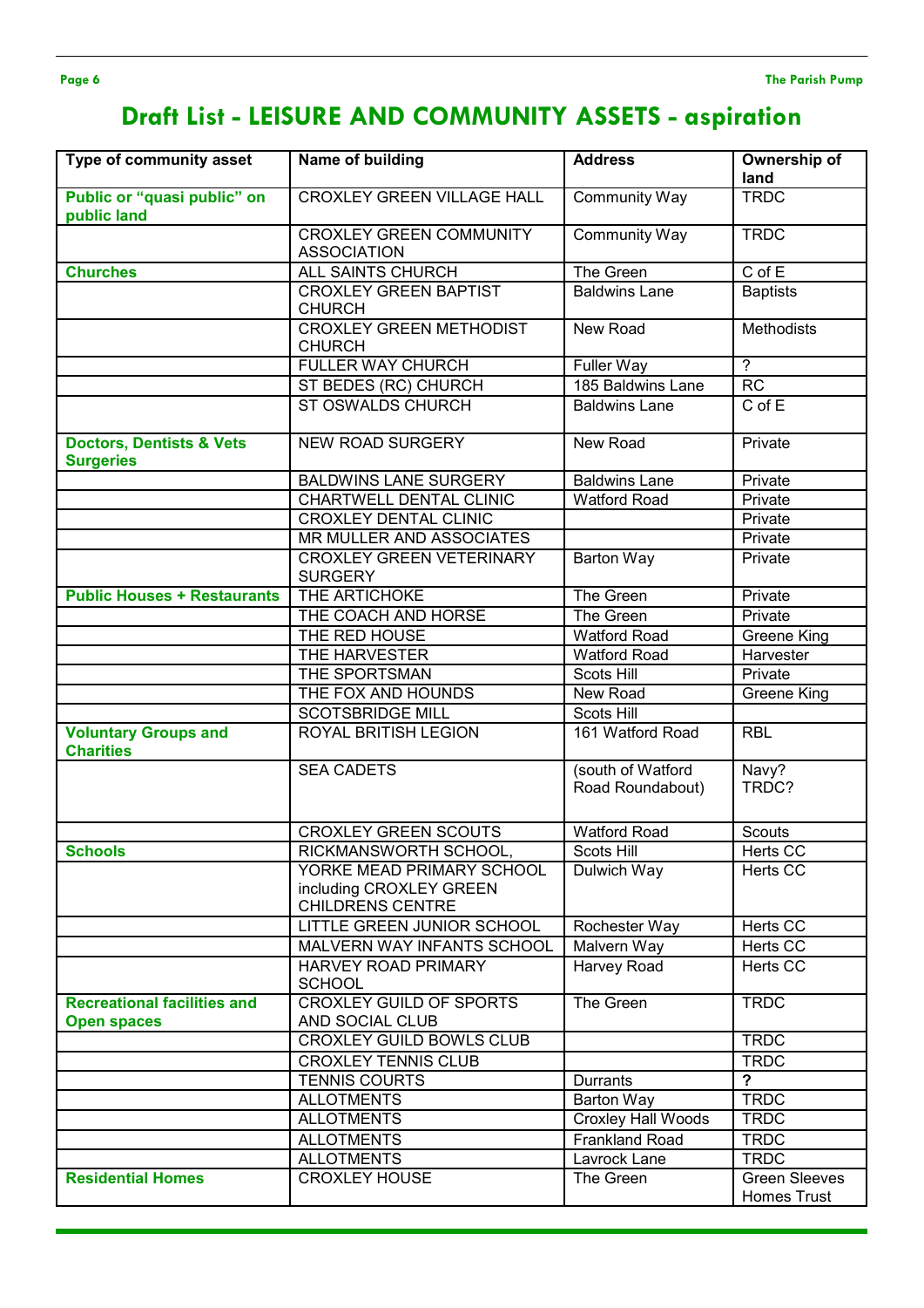# Draft List - LEISURE AND COMMUNITY ASSETS - aspiration

| Type of community asset | Name of building | Address | Ownership of land |
|---|---|---|---|
| **Public or "quasi public" on public land** | CROXLEY GREEN VILLAGE HALL | Community Way | TRDC |
| | CROXLEY GREEN COMMUNITY ASSOCIATION | Community Way | TRDC |
| **Churches** | ALL SAINTS CHURCH | The Green | C of E |
| | CROXLEY GREEN BAPTIST CHURCH | Baldwins Lane | Baptists |
| | CROXLEY GREEN METHODIST CHURCH | New Road | Methodists |
| | FULLER WAY CHURCH | Fuller Way | ? |
| | ST BEDES (RC) CHURCH | 185 Baldwins Lane | RC |
| | ST OSWALDS CHURCH | Baldwins Lane | C of E |
| **Doctors, Dentists & Vets Surgeries** | NEW ROAD SURGERY | New Road | Private |
| | BALDWINS LANE SURGERY | Baldwins Lane | Private |
| | CHARTWELL DENTAL CLINIC | Watford Road | Private |
| | CROXLEY DENTAL CLINIC | | Private |
| | MR MULLER AND ASSOCIATES | | Private |
| | CROXLEY GREEN VETERINARY SURGERY | Barton Way | Private |
| **Public Houses + Restaurants** | THE ARTICHOKE | The Green | Private |
| | THE COACH AND HORSE | The Green | Private |
| | THE RED HOUSE | Watford Road | Greene King |
| | THE HARVESTER | Watford Road | Harvester |
| | THE SPORTSMAN | Scots Hill | Private |
| | THE FOX AND HOUNDS | New Road | Greene King |
| | SCOTSBRIDGE MILL | Scots Hill | |
| **Voluntary Groups and Charities** | ROYAL BRITISH LEGION | 161 Watford Road | RBL |
| | SEA CADETS | (south of Watford Road Roundabout) | Navy? TRDC? |
| | CROXLEY GREEN SCOUTS | Watford Road | Scouts |
| **Schools** | RICKMANSWORTH SCHOOL, | Scots Hill | Herts CC |
| | YORKE MEAD PRIMARY SCHOOL including CROXLEY GREEN CHILDRENS CENTRE | Dulwich Way | Herts CC |
| | LITTLE GREEN JUNIOR SCHOOL | Rochester Way | Herts CC |
| | MALVERN WAY INFANTS SCHOOL | Malvern Way | Herts CC |
| | HARVEY ROAD PRIMARY SCHOOL | Harvey Road | Herts CC |
| **Recreational facilities and Open spaces** | CROXLEY GUILD OF SPORTS AND SOCIAL CLUB | The Green | TRDC |
| | CROXLEY GUILD BOWLS CLUB | | TRDC |
| | CROXLEY TENNIS CLUB | | TRDC |
| | TENNIS COURTS | Durrants | **?** |
| | ALLOTMENTS | Barton Way | TRDC |
| | ALLOTMENTS | Croxley Hall Woods | TRDC |
| | ALLOTMENTS | Frankland Road | TRDC |
| | ALLOTMENTS | Lavrock Lane | TRDC |
| **Residential Homes** | CROXLEY HOUSE | The Green | Green Sleeves Homes Trust |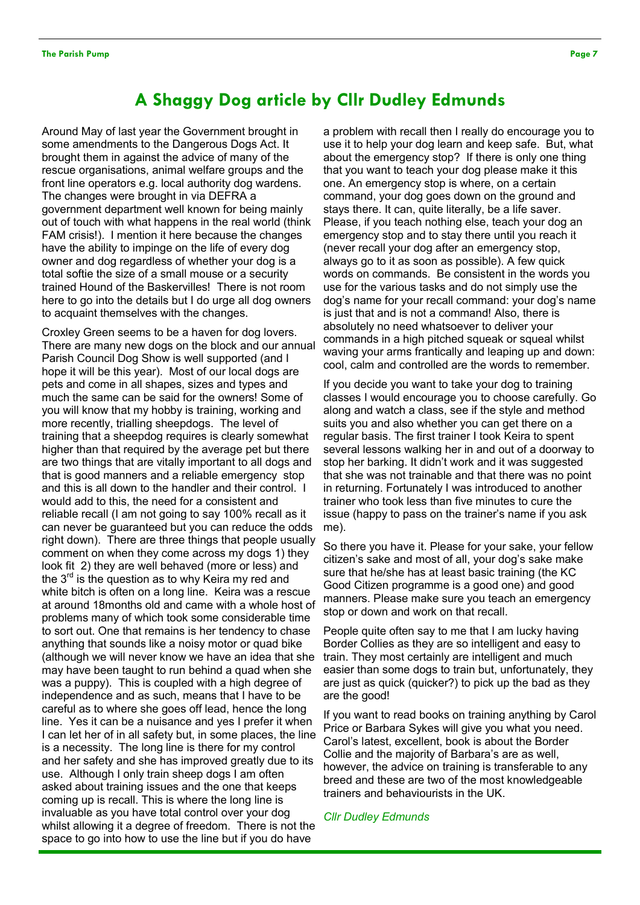# A Shaggy Dog article by Cllr Dudley Edmunds

Around May of last year the Government brought in some amendments to the Dangerous Dogs Act. It brought them in against the advice of many of the rescue organisations, animal welfare groups and the front line operators e.g. local authority dog wardens. The changes were brought in via DEFRA a government department well known for being mainly out of touch with what happens in the real world (think FAM crisis!). I mention it here because the changes have the ability to impinge on the life of every dog owner and dog regardless of whether your dog is a total softie the size of a small mouse or a security trained Hound of the Baskervilles! There is not room here to go into the details but I do urge all dog owners to acquaint themselves with the changes.

Croxley Green seems to be a haven for dog lovers. There are many new dogs on the block and our annual Parish Council Dog Show is well supported (and I hope it will be this year). Most of our local dogs are pets and come in all shapes, sizes and types and much the same can be said for the owners! Some of you will know that my hobby is training, working and more recently, trialling sheepdogs. The level of training that a sheepdog requires is clearly somewhat higher than that required by the average pet but there are two things that are vitally important to all dogs and that is good manners and a reliable emergency stop and this is all down to the handler and their control. I would add to this, the need for a consistent and reliable recall (I am not going to say 100% recall as it can never be guaranteed but you can reduce the odds right down). There are three things that people usually comment on when they come across my dogs 1) they look fit 2) they are well behaved (more or less) and the 3rd is the question as to why Keira my red and white bitch is often on a long line. Keira was a rescue at around 18months old and came with a whole host of problems many of which took some considerable time to sort out. One that remains is her tendency to chase anything that sounds like a noisy motor or quad bike (although we will never know we have an idea that she may have been taught to run behind a quad when she was a puppy). This is coupled with a high degree of independence and as such, means that I have to be careful as to where she goes off lead, hence the long line. Yes it can be a nuisance and yes I prefer it when I can let her of in all safety but, in some places, the line is a necessity. The long line is there for my control and her safety and she has improved greatly due to its use. Although I only train sheep dogs I am often asked about training issues and the one that keeps coming up is recall. This is where the long line is invaluable as you have total control over your dog whilst allowing it a degree of freedom. There is not the space to go into how to use the line but if you do have a problem with recall then I really do encourage you to use it to help your dog learn and keep safe. But, what about the emergency stop? If there is only one thing that you want to teach your dog please make it this one. An emergency stop is where, on a certain command, your dog goes down on the ground and stays there. It can, quite literally, be a life saver. Please, if you teach nothing else, teach your dog an emergency stop and to stay there until you reach it (never recall your dog after an emergency stop, always go to it as soon as possible). A few quick words on commands. Be consistent in the words you use for the various tasks and do not simply use the dog's name for your recall command: your dog's name is just that and is not a command! Also, there is absolutely no need whatsoever to deliver your commands in a high pitched squeak or squeal whilst waving your arms frantically and leaping up and down: cool, calm and controlled are the words to remember.

If you decide you want to take your dog to training classes I would encourage you to choose carefully. Go along and watch a class, see if the style and method suits you and also whether you can get there on a regular basis. The first trainer I took Keira to spent several lessons walking her in and out of a doorway to stop her barking. It didn't work and it was suggested that she was not trainable and that there was no point in returning. Fortunately I was introduced to another trainer who took less than five minutes to cure the issue (happy to pass on the trainer's name if you ask me).

So there you have it. Please for your sake, your fellow citizen's sake and most of all, your dog's sake make sure that he/she has at least basic training (the KC Good Citizen programme is a good one) and good manners. Please make sure you teach an emergency stop or down and work on that recall.

People quite often say to me that I am lucky having Border Collies as they are so intelligent and easy to train. They most certainly are intelligent and much easier than some dogs to train but, unfortunately, they are just as quick (quicker?) to pick up the bad as they are the good!

If you want to read books on training anything by Carol Price or Barbara Sykes will give you what you need. Carol's latest, excellent, book is about the Border Collie and the majority of Barbara's are as well, however, the advice on training is transferable to any breed and these are two of the most knowledgeable trainers and behaviourists in the UK.

*Cllr Dudley Edmunds*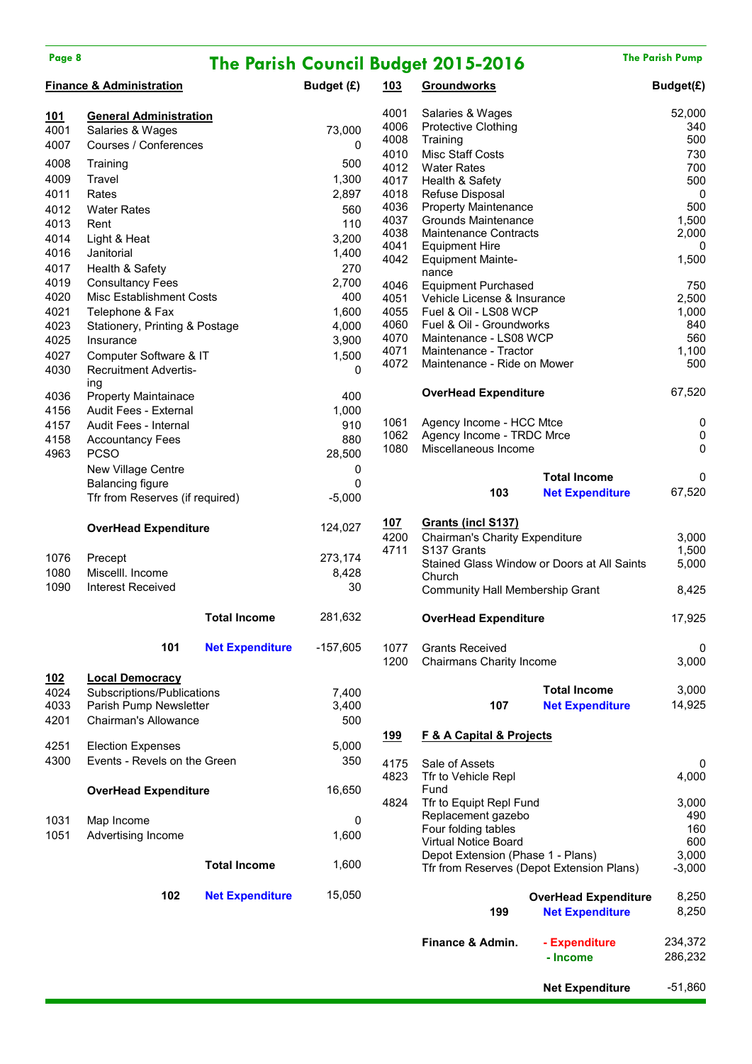# The Parish Council Budget 2015-2016

## Finance & Administration

| Code | Item | Budget (£) |
|---|---|---|
| **101** | **General Administration** | |
| 4001 | Salaries & Wages | 73,000 |
| 4007 | Courses / Conferences | 0 |
| 4008 | Training | 500 |
| 4009 | Travel | 1,300 |
| 4011 | Rates | 2,897 |
| 4012 | Water Rates | 560 |
| 4013 | Rent | 110 |
| 4014 | Light & Heat | 3,200 |
| 4016 | Janitorial | 1,400 |
| 4017 | Health & Safety | 270 |
| 4019 | Consultancy Fees | 2,700 |
| 4020 | Misc Establishment Costs | 400 |
| 4021 | Telephone & Fax | 1,600 |
| 4023 | Stationery, Printing & Postage | 4,000 |
| 4025 | Insurance | 3,900 |
| 4027 | Computer Software & IT | 1,500 |
| 4030 | Recruitment Advertising | 0 |
| 4036 | Property Maintainace | 400 |
| 4156 | Audit Fees - External | 1,000 |
| 4157 | Audit Fees - Internal | 910 |
| 4158 | Accountancy Fees | 880 |
| 4963 | PCSO | 28,500 |
| | New Village Centre | 0 |
| | Balancing figure | 0 |
| | Tfr from Reserves (if required) | -5,000 |
| | **OverHead Expenditure** | 124,027 |
| 1076 | Precept | 273,174 |
| 1080 | Miscell. Income | 8,428 |
| 1090 | Interest Received | 30 |
| | **Total Income** | 281,632 |
| 101 | **Net Expenditure** | -157,605 |

| Code | Item | Budget (£) |
|---|---|---|
| **102** | **Local Democracy** | |
| 4024 | Subscriptions/Publications | 7,400 |
| 4033 | Parish Pump Newsletter | 3,400 |
| 4201 | Chairman's Allowance | 500 |
| 4251 | Election Expenses | 5,000 |
| 4300 | Events - Revels on the Green | 350 |
| | **OverHead Expenditure** | 16,650 |
| 1031 | Map Income | 0 |
| 1051 | Advertising Income | 1,600 |
| | **Total Income** | 1,600 |
| 102 | **Net Expenditure** | 15,050 |

| Code | Item | Budget(£) |
|---|---|---|
| **103** | **Groundworks** | |
| 4001 | Salaries & Wages | 52,000 |
| 4006 | Protective Clothing | 340 |
| 4008 | Training | 500 |
| 4010 | Misc Staff Costs | 730 |
| 4012 | Water Rates | 700 |
| 4017 | Health & Safety | 500 |
| 4018 | Refuse Disposal | 0 |
| 4036 | Property Maintenance | 500 |
| 4037 | Grounds Maintenance | 1,500 |
| 4038 | Maintenance Contracts | 2,000 |
| 4041 | Equipment Hire | 0 |
| 4042 | Equipment Maintenance | 1,500 |
| 4046 | Equipment Purchased | 750 |
| 4051 | Vehicle License & Insurance | 2,500 |
| 4055 | Fuel & Oil - LS08 WCP | 1,000 |
| 4060 | Fuel & Oil - Groundworks | 840 |
| 4070 | Maintenance - LS08 WCP | 560 |
| 4071 | Maintenance - Tractor | 1,100 |
| 4072 | Maintenance - Ride on Mower | 500 |
| | **OverHead Expenditure** | 67,520 |
| 1061 | Agency Income - HCC Mtce | 0 |
| 1062 | Agency Income - TRDC Mrce | 0 |
| 1080 | Miscellaneous Income | 0 |
| | **Total Income** | 0 |
| 103 | **Net Expenditure** | 67,520 |

| Code | Item | Budget(£) |
|---|---|---|
| **107** | **Grants (incl S137)** | |
| 4200 | Chairman's Charity Expenditure | 3,000 |
| 4711 | S137 Grants | 1,500 |
| | Stained Glass Window or Doors at All Saints Church | 5,000 |
| | Community Hall Membership Grant | 8,425 |
| | **OverHead Expenditure** | 17,925 |
| 1077 | Grants Received | 0 |
| 1200 | Chairmans Charity Income | 3,000 |
| | **Total Income** | 3,000 |
| 107 | **Net Expenditure** | 14,925 |

| Code | Item | Budget(£) |
|---|---|---|
| **199** | **F & A Capital & Projects** | |
| 4175 | Sale of Assets | 0 |
| 4823 | Tfr to Vehicle Repl Fund | 4,000 |
| 4824 | Tfr to Equipt Repl Fund | 3,000 |
| | Replacement gazebo | 490 |
| | Four folding tables | 160 |
| | Virtual Notice Board | 600 |
| | Depot Extension (Phase 1 - Plans) | 3,000 |
| | Tfr from Reserves (Depot Extension Plans) | -3,000 |
| | **OverHead Expenditure** | 8,250 |
| 199 | **Net Expenditure** | 8,250 |

| Finance & Admin. | | |
|---|---|---|
| | **- Expenditure** | 234,372 |
| | **- Income** | 286,232 |
| | **Net Expenditure** | -51,860 |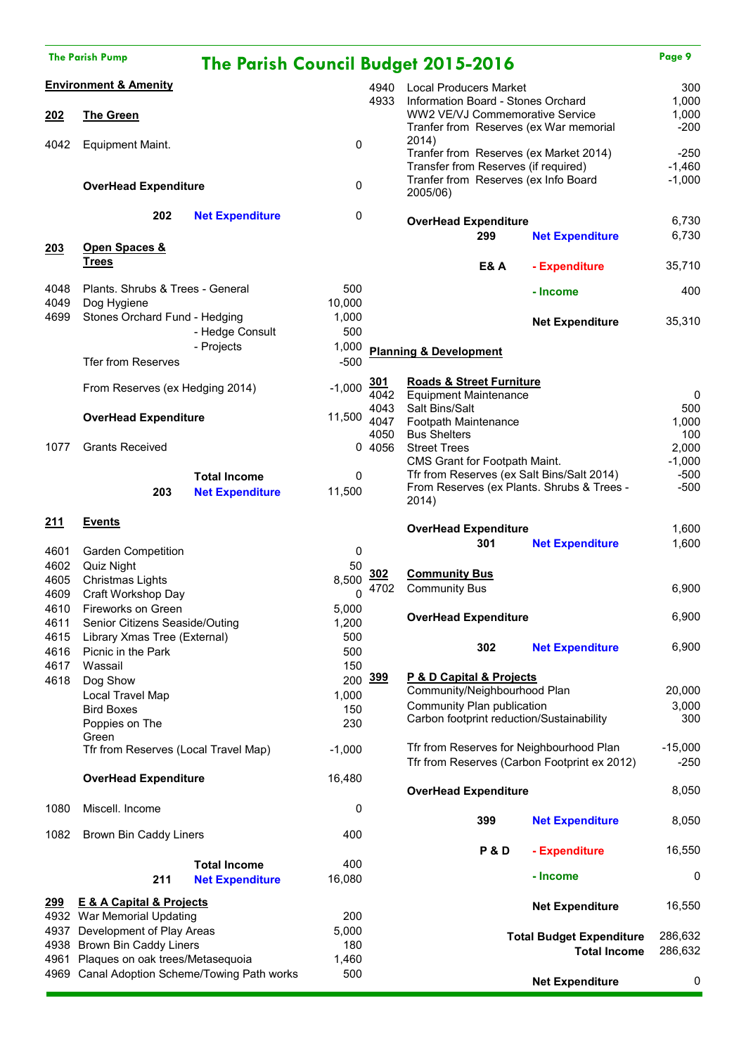# The Parish Council Budget 2015-2016

## Environment & Amenity

### 202 The Green

| Code | Item | Amount |
|---|---|---|
| 4042 | Equipment Maint. | 0 |
| | **OverHead Expenditure** | 0 |
| 202 | **Net Expenditure** | 0 |

### 203 Open Spaces & Trees

| Code | Item | Amount |
|---|---|---|
| 4048 | Plants. Shrubs & Trees - General | 500 |
| 4049 | Dog Hygiene | 10,000 |
| 4699 | Stones Orchard Fund - Hedging | 1,000 |
| | - Hedge Consult | 500 |
| | - Projects | 1,000 |
| | Tfer from Reserves | -500 |
| | From Reserves (ex Hedging 2014) | -1,000 |
| | **OverHead Expenditure** | 11,500 |
| 1077 | Grants Received | 0 |
| | **Total Income** | 0 |
| 203 | **Net Expenditure** | 11,500 |

### 211 Events

| Code | Item | Amount |
|---|---|---|
| 4601 | Garden Competition | 0 |
| 4602 | Quiz Night | 50 |
| 4605 | Christmas Lights | 8,500 |
| 4609 | Craft Workshop Day | 0 |
| 4610 | Fireworks on Green | 5,000 |
| 4611 | Senior Citizens Seaside/Outing | 1,200 |
| 4615 | Library Xmas Tree (External) | 500 |
| 4616 | Picnic in the Park | 500 |
| 4617 | Wassail | 150 |
| 4618 | Dog Show | 200 |
| | Local Travel Map | 1,000 |
| | Bird Boxes | 150 |
| | Poppies on The Green | 230 |
| | Tfr from Reserves (Local Travel Map) | -1,000 |
| | **OverHead Expenditure** | 16,480 |
| 1080 | Miscell. Income | 0 |
| 1082 | Brown Bin Caddy Liners | 400 |
| | **Total Income** | 400 |
| 211 | **Net Expenditure** | 16,080 |

### 299 E & A Capital & Projects

| Code | Item | Amount |
|---|---|---|
| 4932 | War Memorial Updating | 200 |
| 4937 | Development of Play Areas | 5,000 |
| 4938 | Brown Bin Caddy Liners | 180 |
| 4961 | Plaques on oak trees/Metasequoia | 1,460 |
| 4969 | Canal Adoption Scheme/Towing Path works | 500 |
| 4940 | Local Producers Market | 300 |
| 4933 | Information Board - Stones Orchard | 1,000 |
| | WW2 VE/VJ Commemorative Service | 1,000 |
| | Tranfer from Reserves (ex War memorial 2014) | -200 |
| | Tranfer from Reserves (ex Market 2014) | -250 |
| | Transfer from Reserves (if required) | -1,460 |
| | Tranfer from Reserves (ex Info Board 2005/06) | -1,000 |
| | **OverHead Expenditure** | 6,730 |
| 299 | **Net Expenditure** | 6,730 |

| | | |
|---|---|---|
| **E& A** | **- Expenditure** | 35,710 |
| | **- Income** | 400 |
| | **Net Expenditure** | 35,310 |

## Planning & Development

### 301 Roads & Street Furniture

| Code | Item | Amount |
|---|---|---|
| 4042 | Equipment Maintenance | 0 |
| 4043 | Salt Bins/Salt | 500 |
| 4047 | Footpath Maintenance | 1,000 |
| 4050 | Bus Shelters | 100 |
| 4056 | Street Trees | 2,000 |
| | CMS Grant for Footpath Maint. | -1,000 |
| | Tfr from Reserves (ex Salt Bins/Salt 2014) | -500 |
| | From Reserves (ex Plants. Shrubs & Trees - 2014) | -500 |
| | **OverHead Expenditure** | 1,600 |
| 301 | **Net Expenditure** | 1,600 |

### 302 Community Bus

| Code | Item | Amount |
|---|---|---|
| 4702 | Community Bus | 6,900 |
| | **OverHead Expenditure** | 6,900 |
| 302 | **Net Expenditure** | 6,900 |

### 399 P & D Capital & Projects

| Code | Item | Amount |
|---|---|---|
| | Community/Neighbourhood Plan | 20,000 |
| | Community Plan publication | 3,000 |
| | Carbon footprint reduction/Sustainability | 300 |
| | Tfr from Reserves for Neighbourhood Plan | -15,000 |
| | Tfr from Reserves (Carbon Footprint ex 2012) | -250 |
| | **OverHead Expenditure** | 8,050 |
| 399 | **Net Expenditure** | 8,050 |

| | | |
|---|---|---|
| **P & D** | **- Expenditure** | 16,550 |
| | **- Income** | 0 |
| | **Net Expenditure** | 16,550 |

| | |
|---|---|
| **Total Budget Expenditure** | 286,632 |
| **Total Income** | 286,632 |
| **Net Expenditure** | 0 |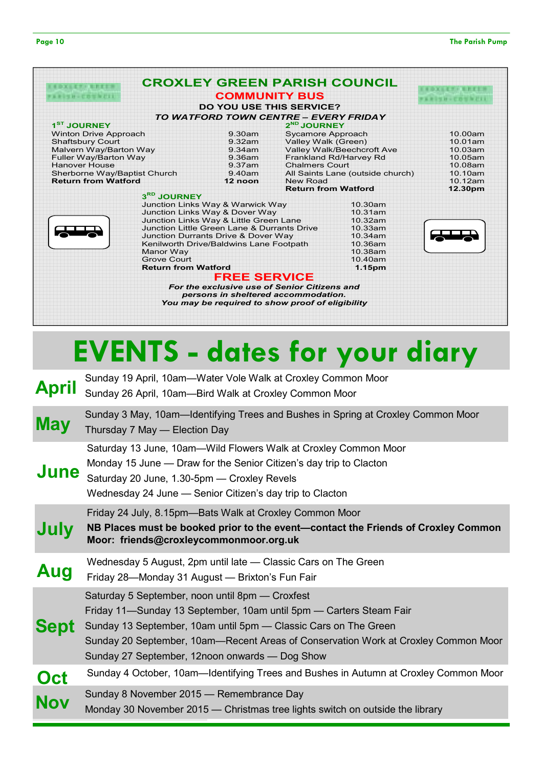# CROXLEY GREEN PARISH COUNCIL

## COMMUNITY BUS

**DO YOU USE THIS SERVICE?**

***TO WATFORD TOWN CENTRE – EVERY FRIDAY***

### 1ST JOURNEY

| Stop | Time |
|---|---|
| Winton Drive Approach | 9.30am |
| Shaftsbury Court | 9.32am |
| Malvern Way/Barton Way | 9.34am |
| Fuller Way/Barton Way | 9.36am |
| Hanover House | 9.37am |
| Sherborne Way/Baptist Church | 9.40am |
| **Return from Watford** | **12 noon** |

### 2ND JOURNEY

| Stop | Time |
|---|---|
| Sycamore Approach | 10.00am |
| Valley Walk (Green) | 10.01am |
| Valley Walk/Beechcroft Ave | 10.03am |
| Frankland Rd/Harvey Rd | 10.05am |
| Chalmers Court | 10.08am |
| All Saints Lane (outside church) | 10.10am |
| New Road | 10.12am |
| **Return from Watford** | **12.30pm** |

### 3RD JOURNEY

| Stop | Time |
|---|---|
| Junction Links Way & Warwick Way | 10.30am |
| Junction Links Way & Dover Way | 10.31am |
| Junction Links Way & Little Green Lane | 10.32am |
| Junction Little Green Lane & Durrants Drive | 10.33am |
| Kenilworth Durrants Drive & Dover Way | 10.34am |
| Kenilworth Drive/Baldwins Lane Footpath | 10.36am |
| Manor Way | 10.38am |
| Grove Court | 10.40am |
| **Return from Watford** | **1.15pm** |

## FREE SERVICE

***For the exclusive use of Senior Citizens and persons in sheltered accommodation. You may be required to show proof of eligibility***

# EVENTS - dates for your diary

**April**
- Sunday 19 April, 10am—Water Vole Walk at Croxley Common Moor
- Sunday 26 April, 10am—Bird Walk at Croxley Common Moor

**May**
- Sunday 3 May, 10am—Identifying Trees and Bushes in Spring at Croxley Common Moor
- Thursday 7 May — Election Day

**June**
- Saturday 13 June, 10am—Wild Flowers Walk at Croxley Common Moor
- Monday 15 June — Draw for the Senior Citizen's day trip to Clacton
- Saturday 20 June, 1.30-5pm — Croxley Revels
- Wednesday 24 June — Senior Citizen's day trip to Clacton

**July**
- Friday 24 July, 8.15pm—Bats Walk at Croxley Common Moor
- **NB Places must be booked prior to the event—contact the Friends of Croxley Common Moor: friends@croxleycommonmoor.org.uk**

**Aug**
- Wednesday 5 August, 2pm until late — Classic Cars on The Green
- Friday 28—Monday 31 August — Brixton's Fun Fair

**Sept**
- Saturday 5 September, noon until 8pm — Croxfest
- Friday 11—Sunday 13 September, 10am until 5pm — Carters Steam Fair
- Sunday 13 September, 10am until 5pm — Classic Cars on The Green
- Sunday 20 September, 10am—Recent Areas of Conservation Work at Croxley Common Moor
- Sunday 27 September, 12noon onwards — Dog Show

**Oct**
- Sunday 4 October, 10am—Identifying Trees and Bushes in Autumn at Croxley Common Moor

**Nov**
- Sunday 8 November 2015 — Remembrance Day
- Monday 30 November 2015 — Christmas tree lights switch on outside the library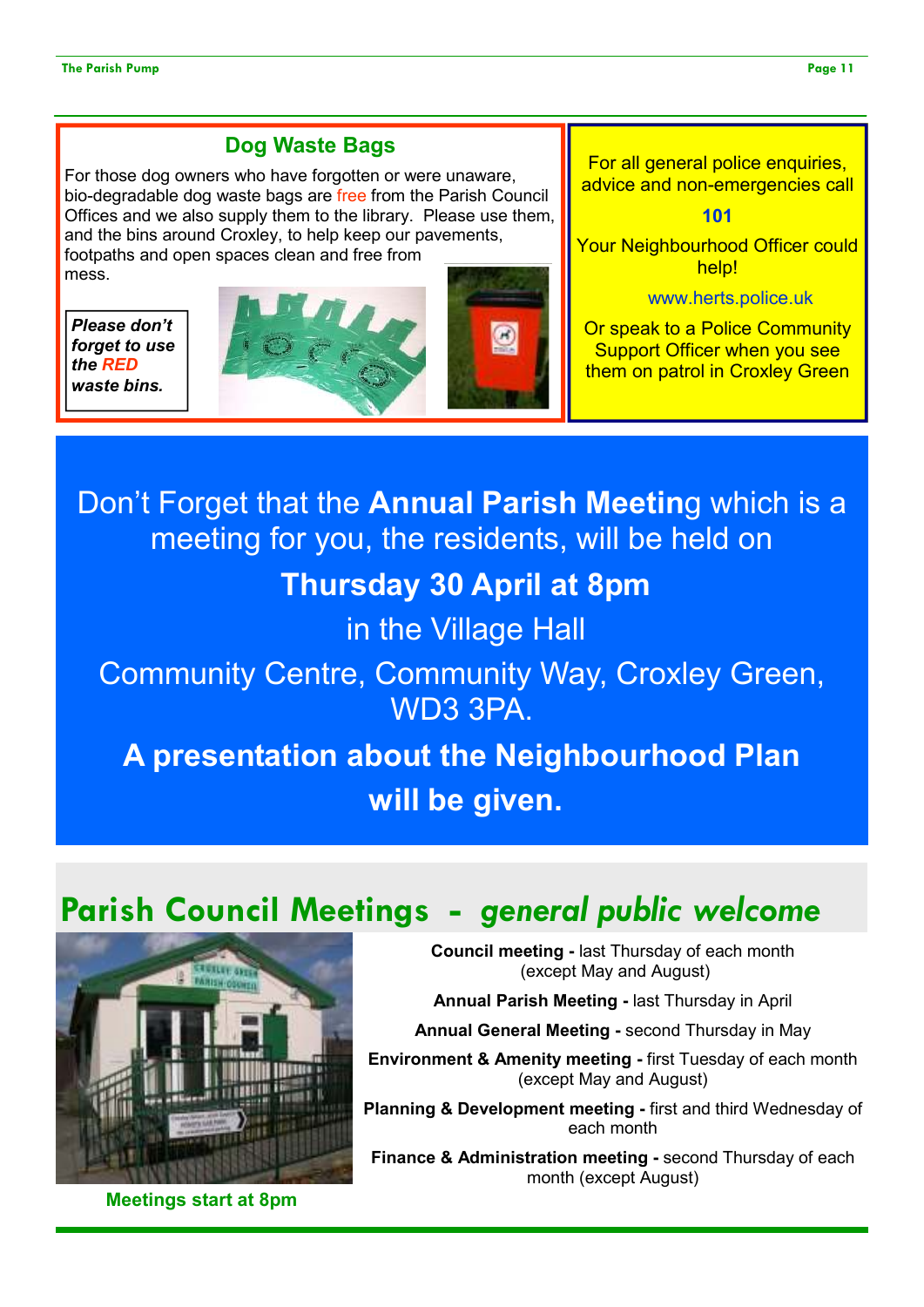## Dog Waste Bags

For those dog owners who have forgotten or were unaware, bio-degradable dog waste bags are free from the Parish Council Offices and we also supply them to the library. Please use them, and the bins around Croxley, to help keep our pavements, footpaths and open spaces clean and free from mess.

***Please don't forget to use the RED waste bins.***

For all general police enquiries, advice and non-emergencies call

**101**

Your Neighbourhood Officer could help!

www.herts.police.uk

Or speak to a Police Community Support Officer when you see them on patrol in Croxley Green

Don't Forget that the **Annual Parish Meeting** which is a meeting for you, the residents, will be held on

**Thursday 30 April at 8pm**

in the Village Hall

Community Centre, Community Way, Croxley Green, WD3 3PA.

**A presentation about the Neighbourhood Plan will be given.**

## Parish Council Meetings - *general public welcome*

**Council meeting -** last Thursday of each month (except May and August)

**Annual Parish Meeting -** last Thursday in April

**Annual General Meeting -** second Thursday in May

**Environment & Amenity meeting -** first Tuesday of each month (except May and August)

**Planning & Development meeting -** first and third Wednesday of each month

**Finance & Administration meeting -** second Thursday of each month (except August)

**Meetings start at 8pm**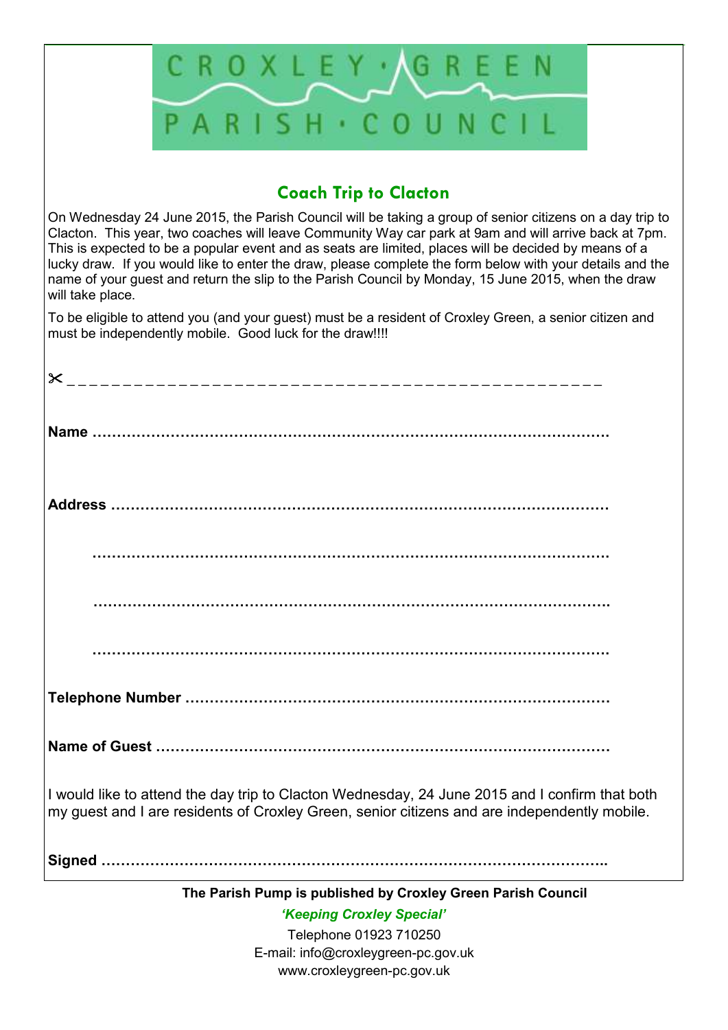CROXLEY · GREEN
PARISH · COUNCIL

## Coach Trip to Clacton

On Wednesday 24 June 2015, the Parish Council will be taking a group of senior citizens on a day trip to Clacton. This year, two coaches will leave Community Way car park at 9am and will arrive back at 7pm. This is expected to be a popular event and as seats are limited, places will be decided by means of a lucky draw. If you would like to enter the draw, please complete the form below with your details and the name of your guest and return the slip to the Parish Council by Monday, 15 June 2015, when the draw will take place.

To be eligible to attend you (and your guest) must be a resident of Croxley Green, a senior citizen and must be independently mobile. Good luck for the draw!!!!

✂ - - - - - - - - - - - - - - - - - - - - - - - - - - - - - - - - - - - - - - - - - - - - - - -

**Name** ……………………………………………………………………………………………

**Address** ……………………………………………………………………………………………

……………………………………………………………………………………………

……………………………………………………………………………………………

……………………………………………………………………………………………

**Telephone Number** ……………………………………………………………………………

**Name of Guest** …………………………………………………………………………………

I would like to attend the day trip to Clacton Wednesday, 24 June 2015 and I confirm that both my guest and I are residents of Croxley Green, senior citizens and are independently mobile.

**Signed** ……………………………………………………………………………………………

**The Parish Pump is published by Croxley Green Parish Council**

***'Keeping Croxley Special'***

Telephone 01923 710250
E-mail: info@croxleygreen-pc.gov.uk
www.croxleygreen-pc.gov.uk